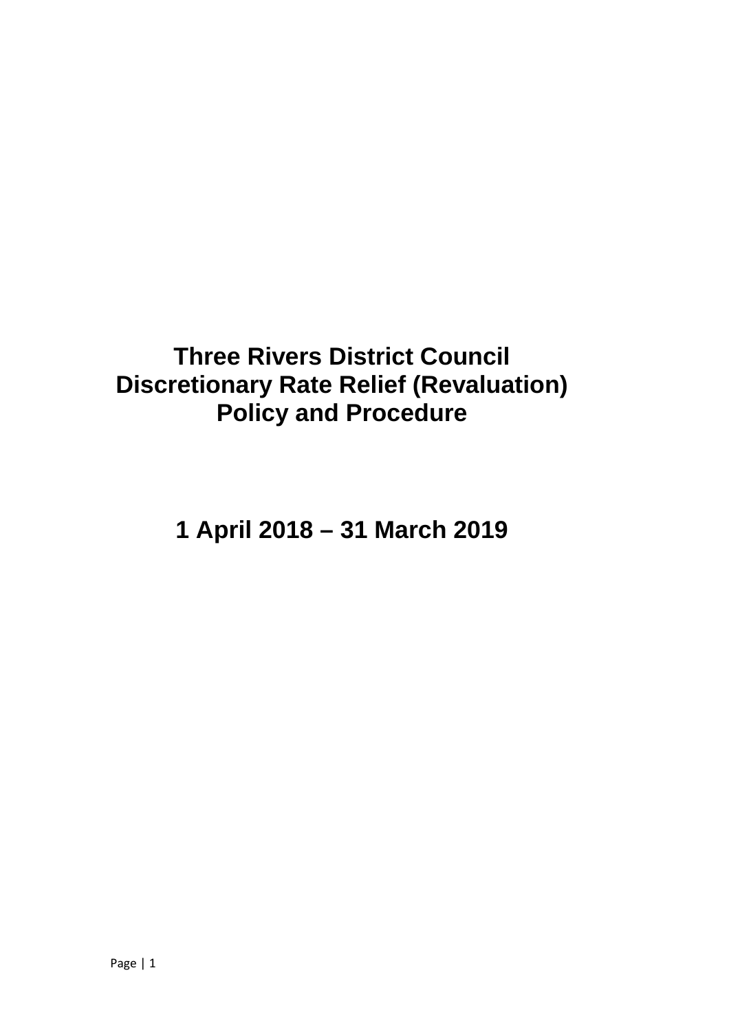# Three Rivers District Council
# Discretionary Rate Relief (Revaluation)
# Policy and Procedure

## 1 April 2018 – 31 March 2019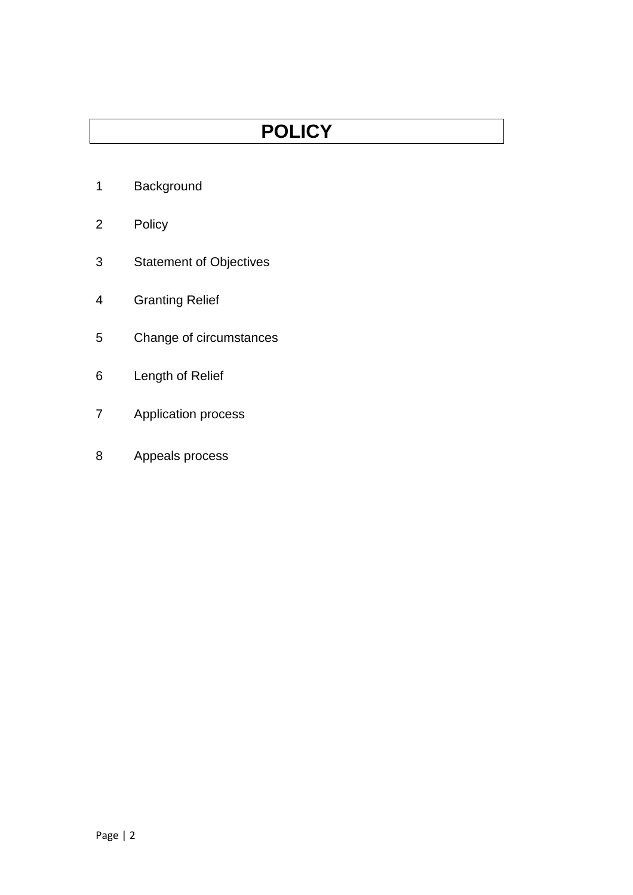# POLICY

1 Background

2 Policy

3 Statement of Objectives

4 Granting Relief

5 Change of circumstances

6 Length of Relief

7 Application process

8 Appeals process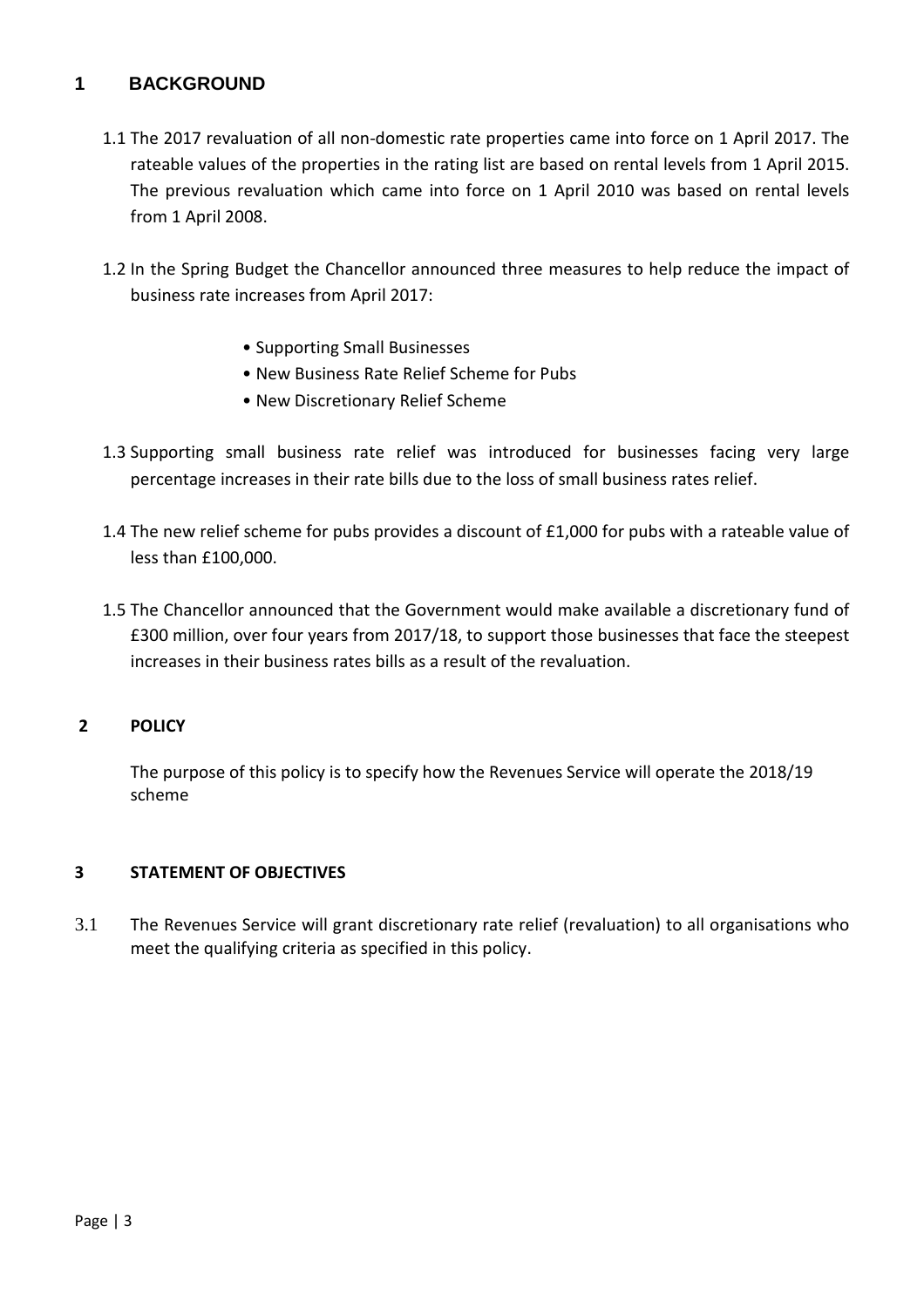## 1 BACKGROUND

1.1 The 2017 revaluation of all non-domestic rate properties came into force on 1 April 2017. The rateable values of the properties in the rating list are based on rental levels from 1 April 2015. The previous revaluation which came into force on 1 April 2010 was based on rental levels from 1 April 2008.

1.2 In the Spring Budget the Chancellor announced three measures to help reduce the impact of business rate increases from April 2017:

- Supporting Small Businesses
- New Business Rate Relief Scheme for Pubs
- New Discretionary Relief Scheme

1.3 Supporting small business rate relief was introduced for businesses facing very large percentage increases in their rate bills due to the loss of small business rates relief.

1.4 The new relief scheme for pubs provides a discount of £1,000 for pubs with a rateable value of less than £100,000.

1.5 The Chancellor announced that the Government would make available a discretionary fund of £300 million, over four years from 2017/18, to support those businesses that face the steepest increases in their business rates bills as a result of the revaluation.

## 2 POLICY

The purpose of this policy is to specify how the Revenues Service will operate the 2018/19 scheme

## 3 STATEMENT OF OBJECTIVES

3.1 The Revenues Service will grant discretionary rate relief (revaluation) to all organisations who meet the qualifying criteria as specified in this policy.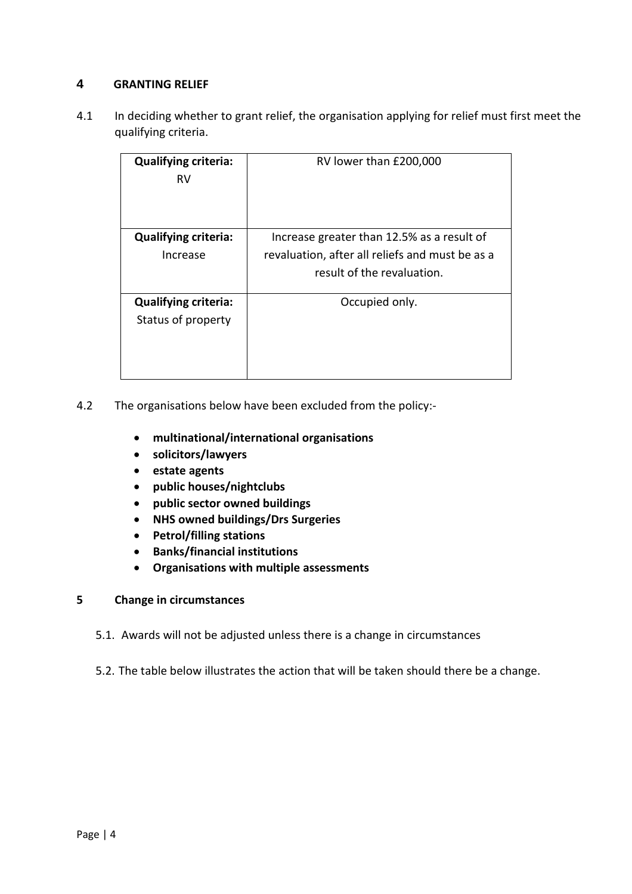## 4 GRANTING RELIEF

4.1 In deciding whether to grant relief, the organisation applying for relief must first meet the qualifying criteria.

| **Qualifying criteria:** RV | RV lower than £200,000 |
|---|---|
| **Qualifying criteria:** Increase | Increase greater than 12.5% as a result of revaluation, after all reliefs and must be as a result of the revaluation. |
| **Qualifying criteria:** Status of property | Occupied only. |

4.2 The organisations below have been excluded from the policy:-

- **multinational/international organisations**
- **solicitors/lawyers**
- **estate agents**
- **public houses/nightclubs**
- **public sector owned buildings**
- **NHS owned buildings/Drs Surgeries**
- **Petrol/filling stations**
- **Banks/financial institutions**
- **Organisations with multiple assessments**

## 5 Change in circumstances

5.1. Awards will not be adjusted unless there is a change in circumstances

5.2. The table below illustrates the action that will be taken should there be a change.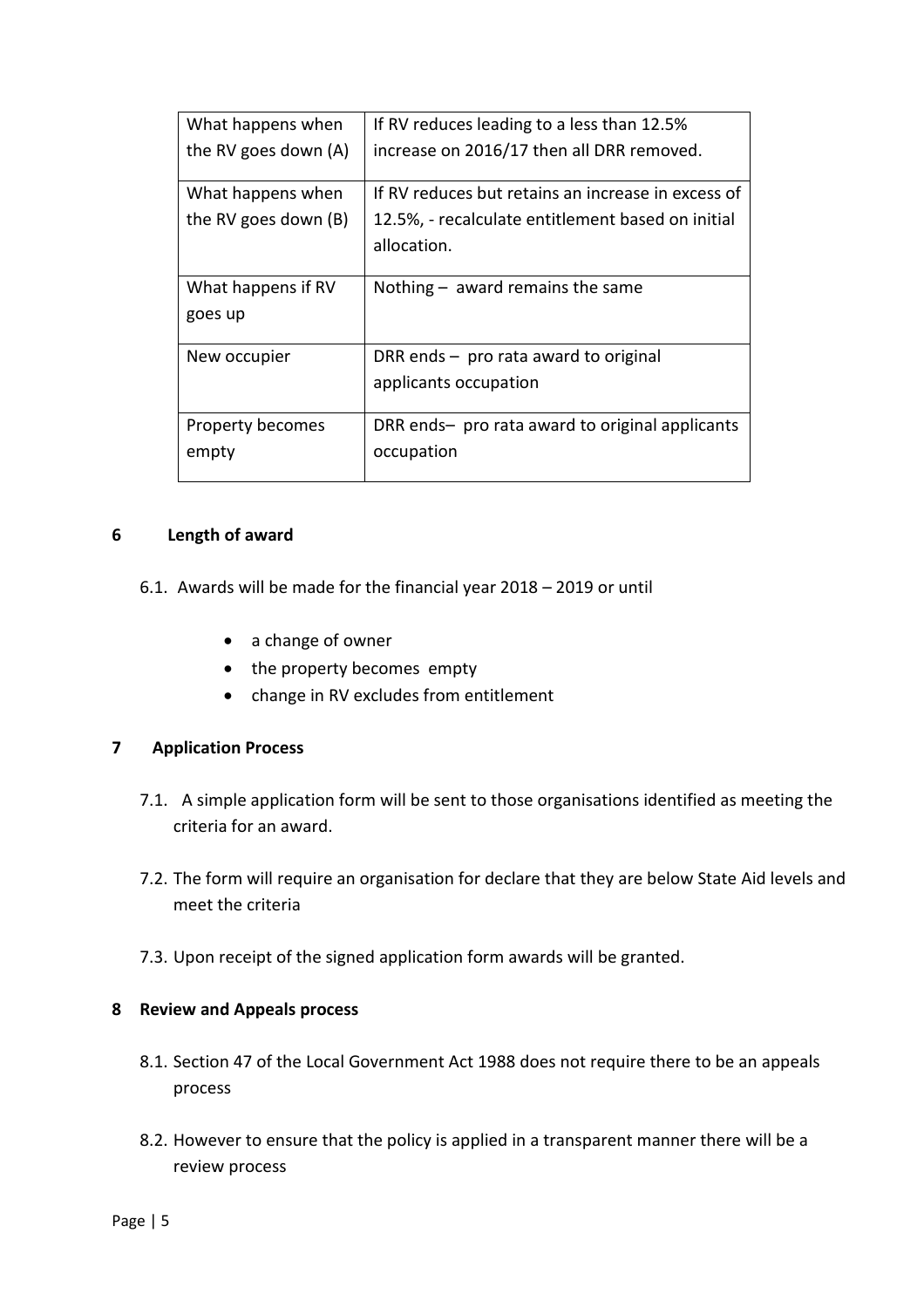| What happens when the RV goes down (A) | If RV reduces leading to a less than 12.5% increase on 2016/17 then all DRR removed. |
| --- | --- |
| What happens when the RV goes down (B) | If RV reduces but retains an increase in excess of 12.5%, - recalculate entitlement based on initial allocation. |
| What happens if RV goes up | Nothing – award remains the same |
| New occupier | DRR ends – pro rata award to original applicants occupation |
| Property becomes empty | DRR ends– pro rata award to original applicants occupation |

## 6 Length of award

6.1. Awards will be made for the financial year 2018 – 2019 or until

- a change of owner
- the property becomes empty
- change in RV excludes from entitlement

## 7 Application Process

7.1. A simple application form will be sent to those organisations identified as meeting the criteria for an award.

7.2. The form will require an organisation for declare that they are below State Aid levels and meet the criteria

7.3. Upon receipt of the signed application form awards will be granted.

## 8 Review and Appeals process

8.1. Section 47 of the Local Government Act 1988 does not require there to be an appeals process

8.2. However to ensure that the policy is applied in a transparent manner there will be a review process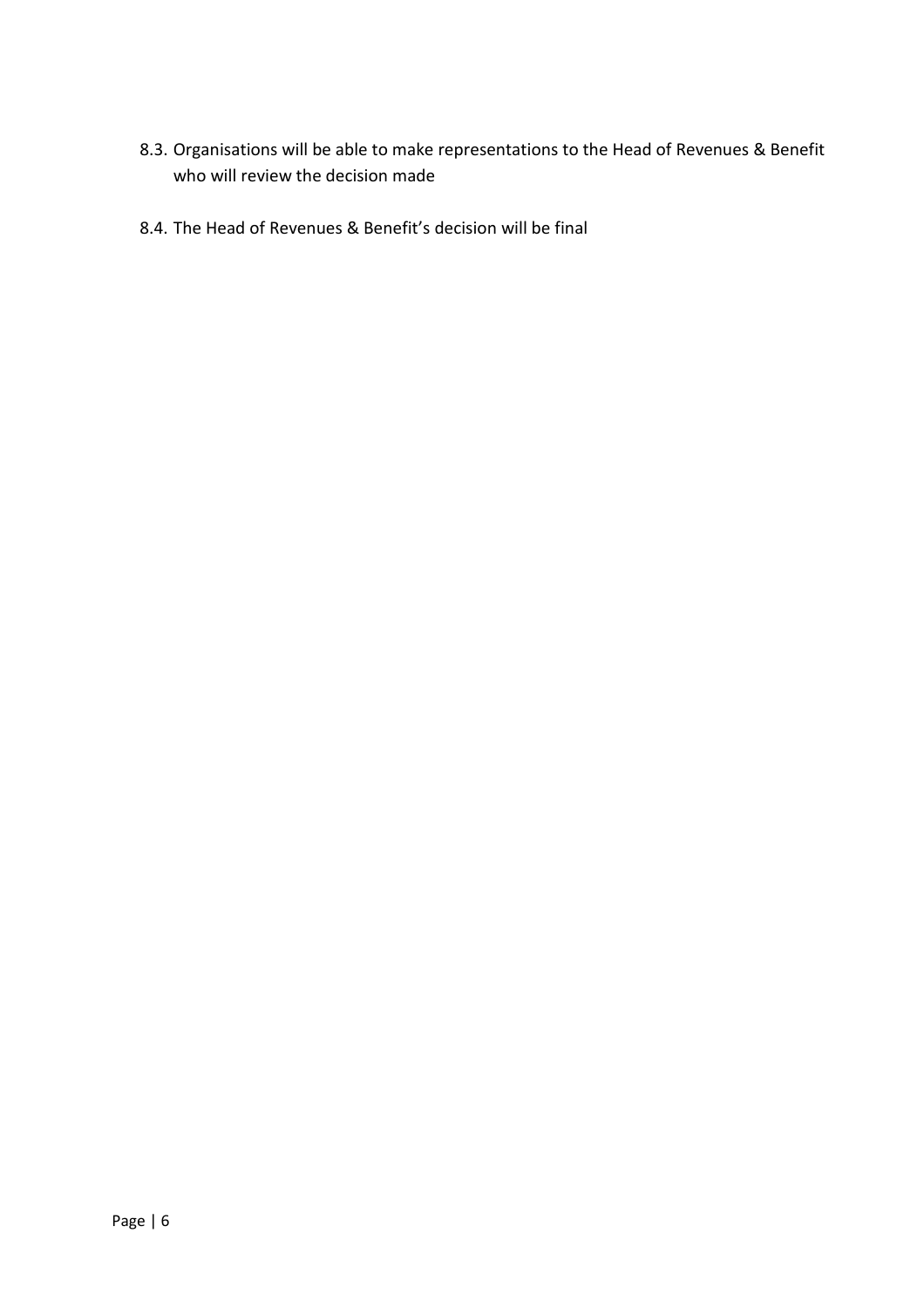8.3. Organisations will be able to make representations to the Head of Revenues & Benefit who will review the decision made

8.4. The Head of Revenues & Benefit's decision will be final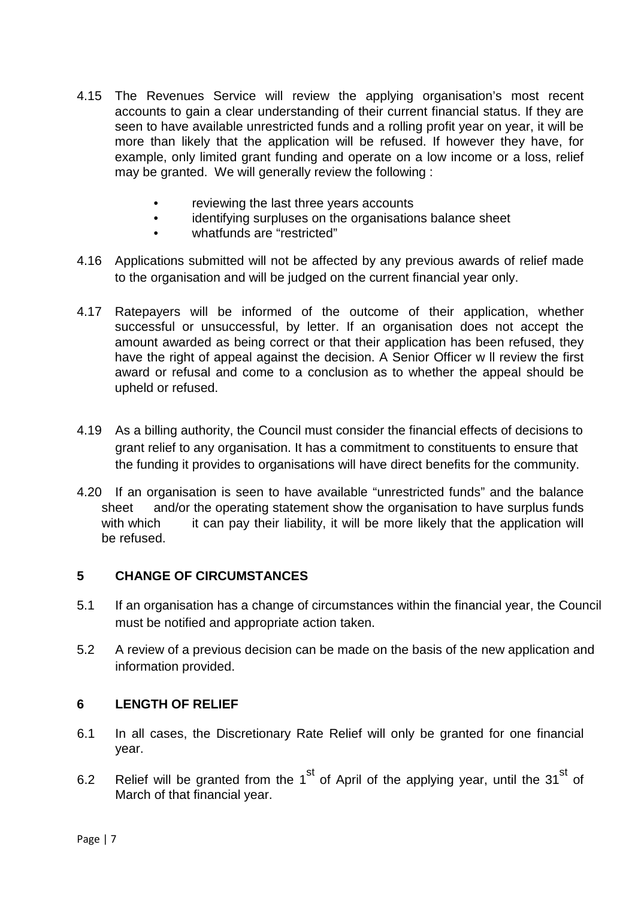4.15 The Revenues Service will review the applying organisation's most recent accounts to gain a clear understanding of their current financial status. If they are seen to have available unrestricted funds and a rolling profit year on year, it will be more than likely that the application will be refused. If however they have, for example, only limited grant funding and operate on a low income or a loss, relief may be granted. We will generally review the following :

- reviewing the last three years accounts
- identifying surpluses on the organisations balance sheet
- whatfunds are "restricted"

4.16 Applications submitted will not be affected by any previous awards of relief made to the organisation and will be judged on the current financial year only.

4.17 Ratepayers will be informed of the outcome of their application, whether successful or unsuccessful, by letter. If an organisation does not accept the amount awarded as being correct or that their application has been refused, they have the right of appeal against the decision. A Senior Officer w ll review the first award or refusal and come to a conclusion as to whether the appeal should be upheld or refused.

4.19 As a billing authority, the Council must consider the financial effects of decisions to grant relief to any organisation. It has a commitment to constituents to ensure that the funding it provides to organisations will have direct benefits for the community.

4.20 If an organisation is seen to have available "unrestricted funds" and the balance sheet and/or the operating statement show the organisation to have surplus funds with which it can pay their liability, it will be more likely that the application will be refused.

## 5 CHANGE OF CIRCUMSTANCES

5.1 If an organisation has a change of circumstances within the financial year, the Council must be notified and appropriate action taken.

5.2 A review of a previous decision can be made on the basis of the new application and information provided.

## 6 LENGTH OF RELIEF

6.1 In all cases, the Discretionary Rate Relief will only be granted for one financial year.

6.2 Relief will be granted from the 1st of April of the applying year, until the 31st of March of that financial year.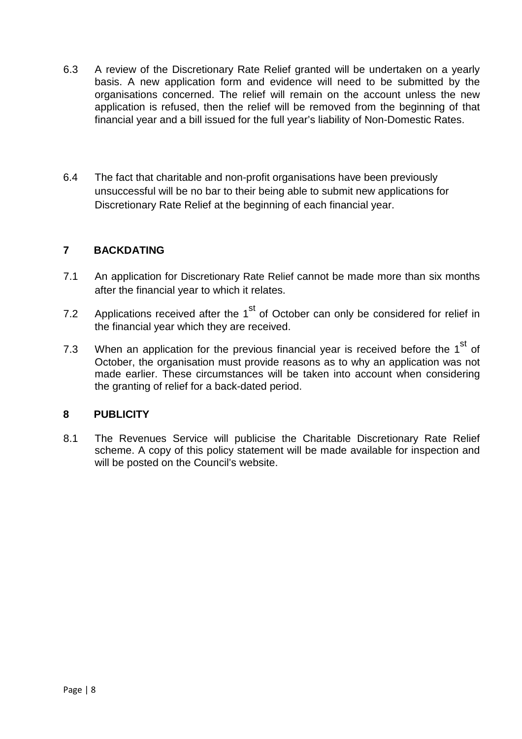6.3 A review of the Discretionary Rate Relief granted will be undertaken on a yearly basis. A new application form and evidence will need to be submitted by the organisations concerned. The relief will remain on the account unless the new application is refused, then the relief will be removed from the beginning of that financial year and a bill issued for the full year's liability of Non-Domestic Rates.

6.4 The fact that charitable and non-profit organisations have been previously unsuccessful will be no bar to their being able to submit new applications for Discretionary Rate Relief at the beginning of each financial year.

## 7 BACKDATING

7.1 An application for Discretionary Rate Relief cannot be made more than six months after the financial year to which it relates.

7.2 Applications received after the 1st of October can only be considered for relief in the financial year which they are received.

7.3 When an application for the previous financial year is received before the 1st of October, the organisation must provide reasons as to why an application was not made earlier. These circumstances will be taken into account when considering the granting of relief for a back-dated period.

## 8 PUBLICITY

8.1 The Revenues Service will publicise the Charitable Discretionary Rate Relief scheme. A copy of this policy statement will be made available for inspection and will be posted on the Council's website.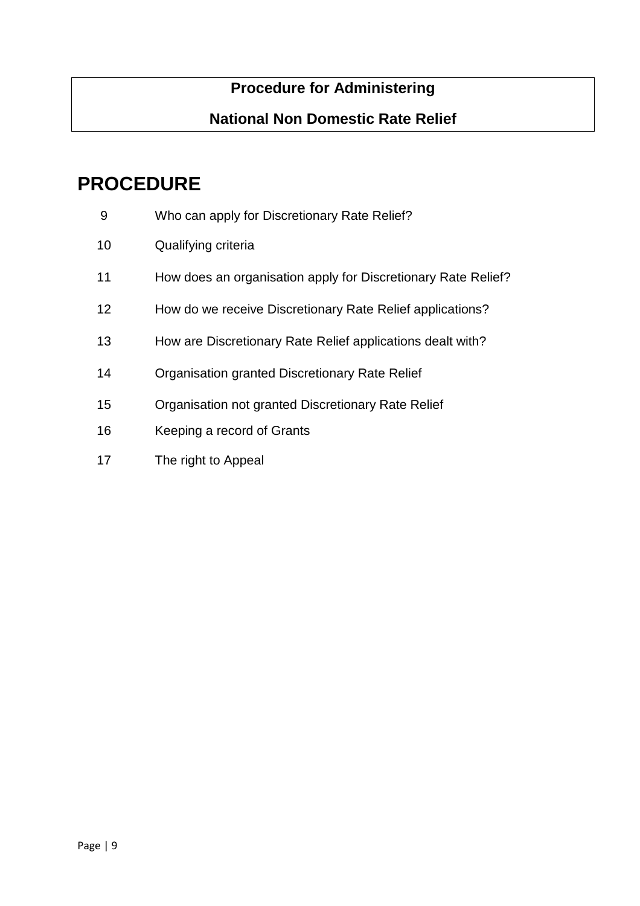**Procedure for Administering**

**National Non Domestic Rate Relief**

# PROCEDURE

| | |
|---|---|
| 9 | Who can apply for Discretionary Rate Relief? |
| 10 | Qualifying criteria |
| 11 | How does an organisation apply for Discretionary Rate Relief? |
| 12 | How do we receive Discretionary Rate Relief applications? |
| 13 | How are Discretionary Rate Relief applications dealt with? |
| 14 | Organisation granted Discretionary Rate Relief |
| 15 | Organisation not granted Discretionary Rate Relief |
| 16 | Keeping a record of Grants |
| 17 | The right to Appeal |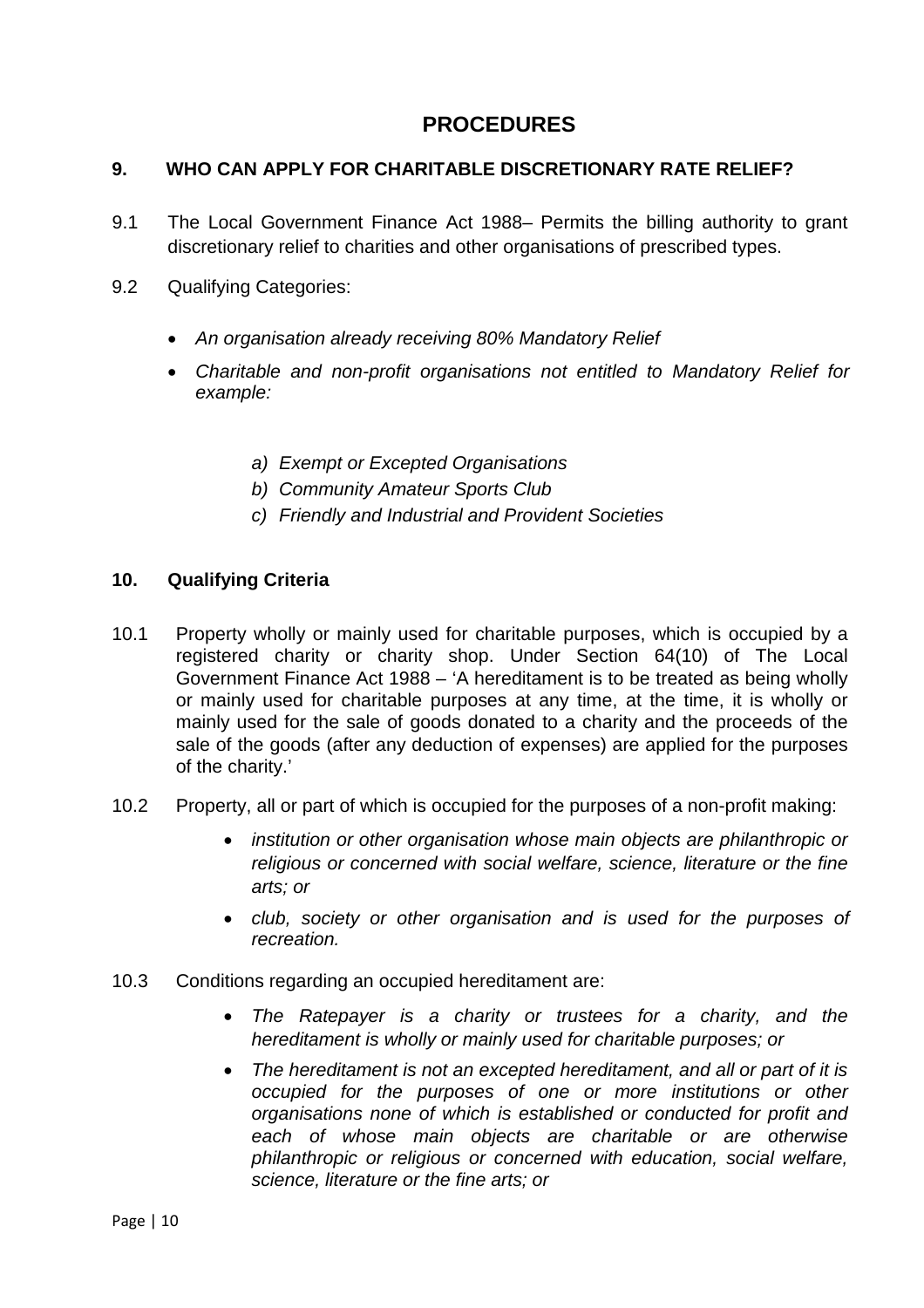# PROCEDURES

## 9. WHO CAN APPLY FOR CHARITABLE DISCRETIONARY RATE RELIEF?

9.1 The Local Government Finance Act 1988– Permits the billing authority to grant discretionary relief to charities and other organisations of prescribed types.

9.2 Qualifying Categories:

- *An organisation already receiving 80% Mandatory Relief*
- *Charitable and non-profit organisations not entitled to Mandatory Relief for example:*

  a) *Exempt or Excepted Organisations*
  b) *Community Amateur Sports Club*
  c) *Friendly and Industrial and Provident Societies*

## 10. Qualifying Criteria

10.1 Property wholly or mainly used for charitable purposes, which is occupied by a registered charity or charity shop. Under Section 64(10) of The Local Government Finance Act 1988 – 'A hereditament is to be treated as being wholly or mainly used for charitable purposes at any time, at the time, it is wholly or mainly used for the sale of goods donated to a charity and the proceeds of the sale of the goods (after any deduction of expenses) are applied for the purposes of the charity.'

10.2 Property, all or part of which is occupied for the purposes of a non-profit making:

- *institution or other organisation whose main objects are philanthropic or religious or concerned with social welfare, science, literature or the fine arts; or*
- *club, society or other organisation and is used for the purposes of recreation.*

10.3 Conditions regarding an occupied hereditament are:

- *The Ratepayer is a charity or trustees for a charity, and the hereditament is wholly or mainly used for charitable purposes; or*
- *The hereditament is not an excepted hereditament, and all or part of it is occupied for the purposes of one or more institutions or other organisations none of which is established or conducted for profit and each of whose main objects are charitable or are otherwise philanthropic or religious or concerned with education, social welfare, science, literature or the fine arts; or*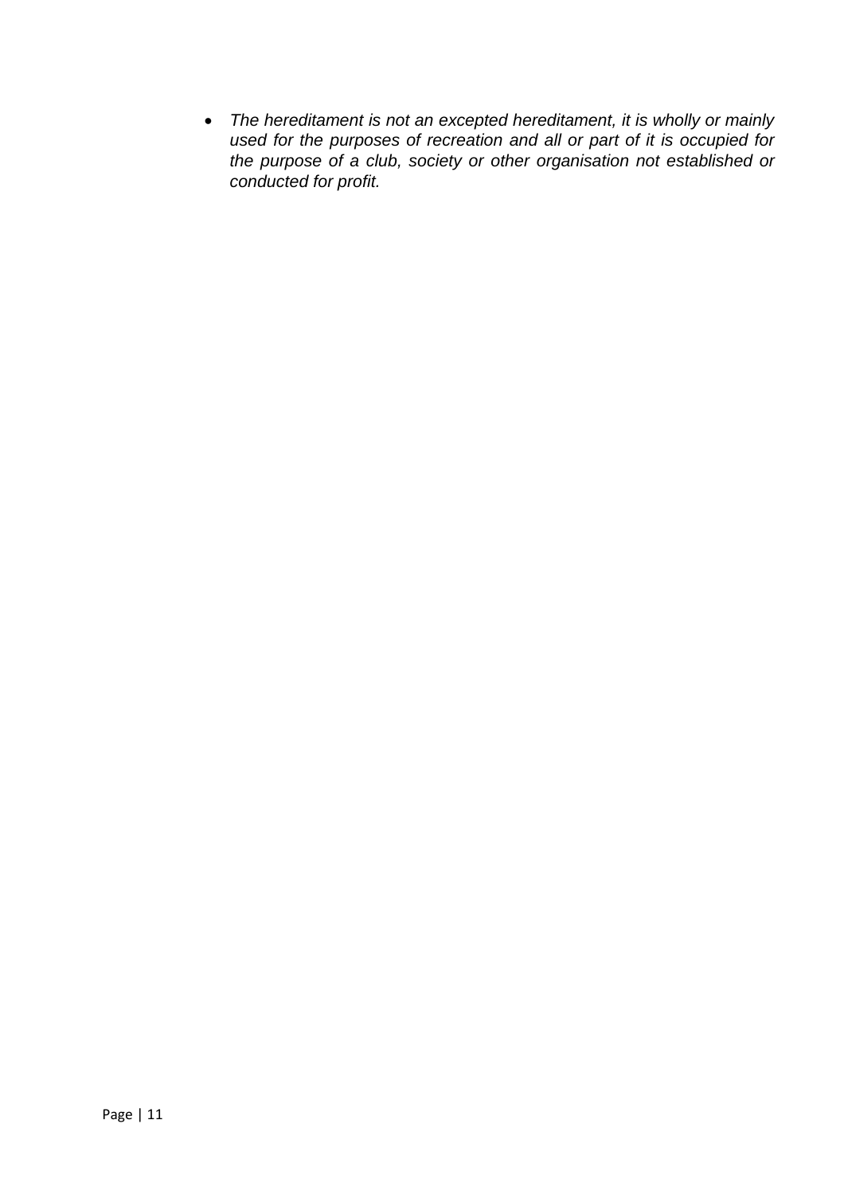- *The hereditament is not an excepted hereditament, it is wholly or mainly used for the purposes of recreation and all or part of it is occupied for the purpose of a club, society or other organisation not established or conducted for profit.*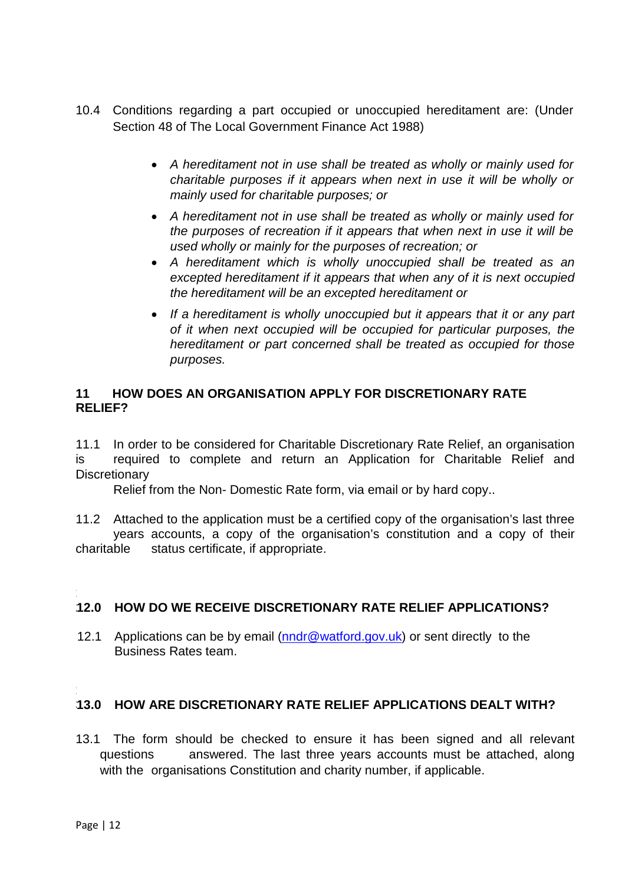10.4 Conditions regarding a part occupied or unoccupied hereditament are: (Under Section 48 of The Local Government Finance Act 1988)

- *A hereditament not in use shall be treated as wholly or mainly used for charitable purposes if it appears when next in use it will be wholly or mainly used for charitable purposes; or*
- *A hereditament not in use shall be treated as wholly or mainly used for the purposes of recreation if it appears that when next in use it will be used wholly or mainly for the purposes of recreation; or*
- *A hereditament which is wholly unoccupied shall be treated as an excepted hereditament if it appears that when any of it is next occupied the hereditament will be an excepted hereditament or*
- *If a hereditament is wholly unoccupied but it appears that it or any part of it when next occupied will be occupied for particular purposes, the hereditament or part concerned shall be treated as occupied for those purposes.*

## 11 HOW DOES AN ORGANISATION APPLY FOR DISCRETIONARY RATE RELIEF?

11.1 In order to be considered for Charitable Discretionary Rate Relief, an organisation is required to complete and return an Application for Charitable Relief and Discretionary Relief from the Non- Domestic Rate form, via email or by hard copy..

11.2 Attached to the application must be a certified copy of the organisation's last three years accounts, a copy of the organisation's constitution and a copy of their charitable status certificate, if appropriate.

## 12.0 HOW DO WE RECEIVE DISCRETIONARY RATE RELIEF APPLICATIONS?

12.1 Applications can be by email (nndr@watford.gov.uk) or sent directly to the Business Rates team.

## 13.0 HOW ARE DISCRETIONARY RATE RELIEF APPLICATIONS DEALT WITH?

13.1 The form should be checked to ensure it has been signed and all relevant questions answered. The last three years accounts must be attached, along with the organisations Constitution and charity number, if applicable.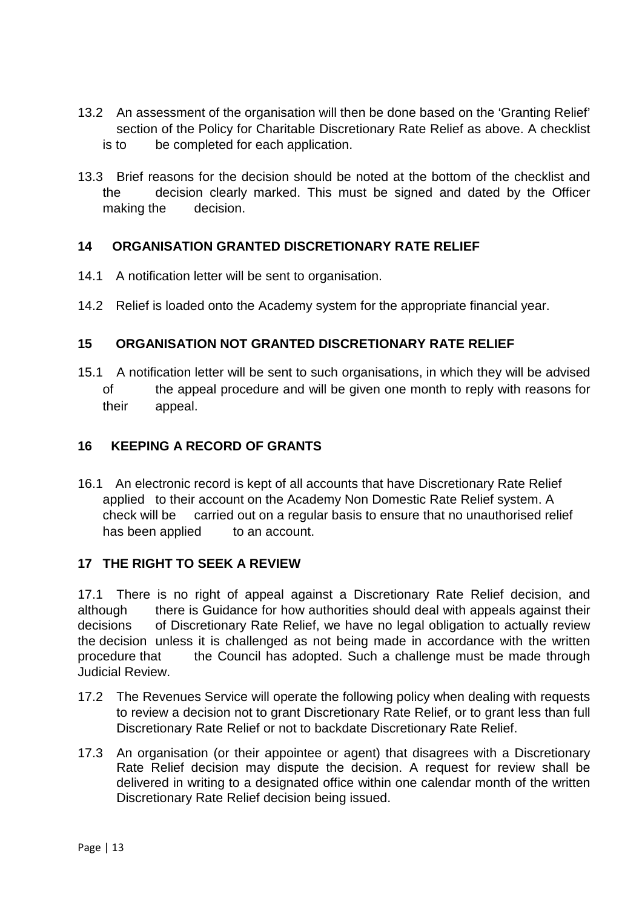13.2 An assessment of the organisation will then be done based on the 'Granting Relief' section of the Policy for Charitable Discretionary Rate Relief as above. A checklist is to be completed for each application.

13.3 Brief reasons for the decision should be noted at the bottom of the checklist and the decision clearly marked. This must be signed and dated by the Officer making the decision.

## 14 ORGANISATION GRANTED DISCRETIONARY RATE RELIEF

14.1 A notification letter will be sent to organisation.

14.2 Relief is loaded onto the Academy system for the appropriate financial year.

## 15 ORGANISATION NOT GRANTED DISCRETIONARY RATE RELIEF

15.1 A notification letter will be sent to such organisations, in which they will be advised of the appeal procedure and will be given one month to reply with reasons for their appeal.

## 16 KEEPING A RECORD OF GRANTS

16.1 An electronic record is kept of all accounts that have Discretionary Rate Relief applied to their account on the Academy Non Domestic Rate Relief system. A check will be carried out on a regular basis to ensure that no unauthorised relief has been applied to an account.

## 17 THE RIGHT TO SEEK A REVIEW

17.1 There is no right of appeal against a Discretionary Rate Relief decision, and although there is Guidance for how authorities should deal with appeals against their decisions of Discretionary Rate Relief, we have no legal obligation to actually review the decision unless it is challenged as not being made in accordance with the written procedure that the Council has adopted. Such a challenge must be made through Judicial Review.

17.2 The Revenues Service will operate the following policy when dealing with requests to review a decision not to grant Discretionary Rate Relief, or to grant less than full Discretionary Rate Relief or not to backdate Discretionary Rate Relief.

17.3 An organisation (or their appointee or agent) that disagrees with a Discretionary Rate Relief decision may dispute the decision. A request for review shall be delivered in writing to a designated office within one calendar month of the written Discretionary Rate Relief decision being issued.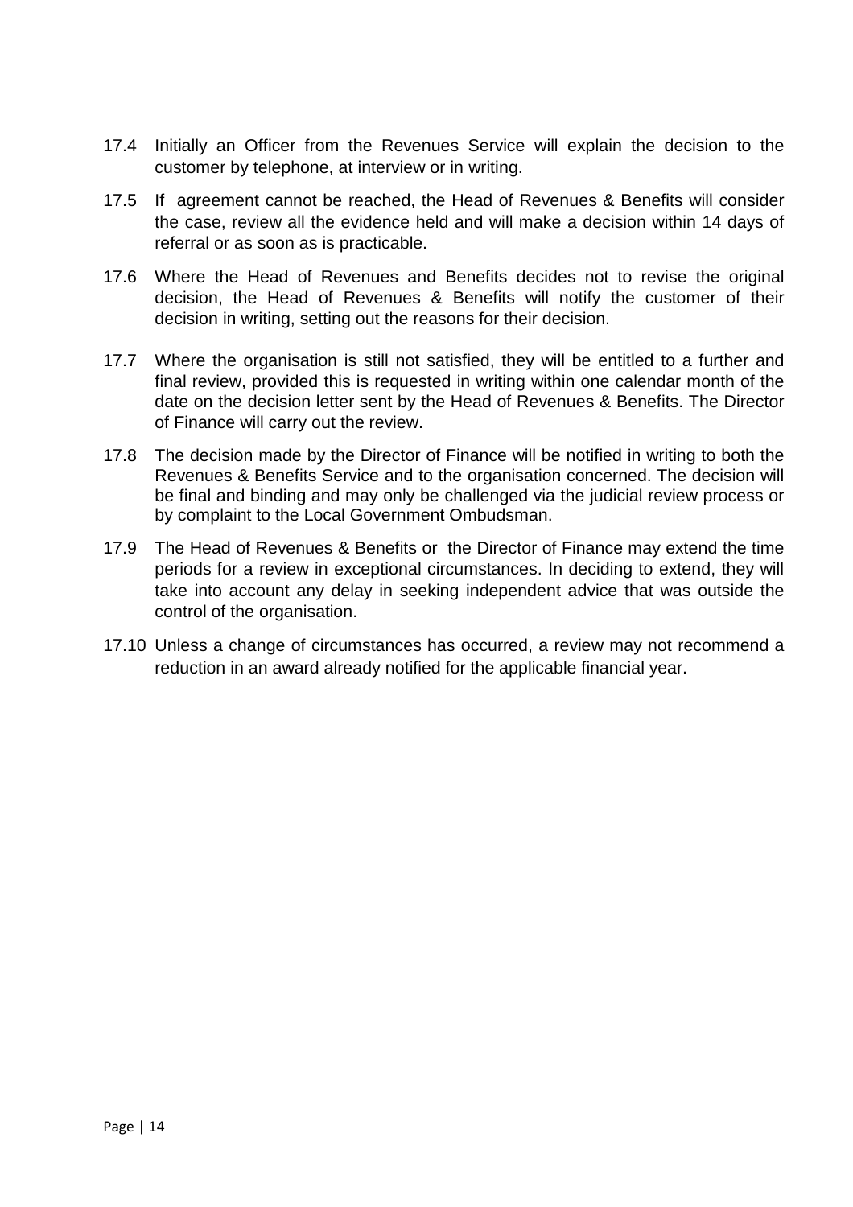17.4 Initially an Officer from the Revenues Service will explain the decision to the customer by telephone, at interview or in writing.

17.5 If agreement cannot be reached, the Head of Revenues & Benefits will consider the case, review all the evidence held and will make a decision within 14 days of referral or as soon as is practicable.

17.6 Where the Head of Revenues and Benefits decides not to revise the original decision, the Head of Revenues & Benefits will notify the customer of their decision in writing, setting out the reasons for their decision.

17.7 Where the organisation is still not satisfied, they will be entitled to a further and final review, provided this is requested in writing within one calendar month of the date on the decision letter sent by the Head of Revenues & Benefits. The Director of Finance will carry out the review.

17.8 The decision made by the Director of Finance will be notified in writing to both the Revenues & Benefits Service and to the organisation concerned. The decision will be final and binding and may only be challenged via the judicial review process or by complaint to the Local Government Ombudsman.

17.9 The Head of Revenues & Benefits or the Director of Finance may extend the time periods for a review in exceptional circumstances. In deciding to extend, they will take into account any delay in seeking independent advice that was outside the control of the organisation.

17.10 Unless a change of circumstances has occurred, a review may not recommend a reduction in an award already notified for the applicable financial year.